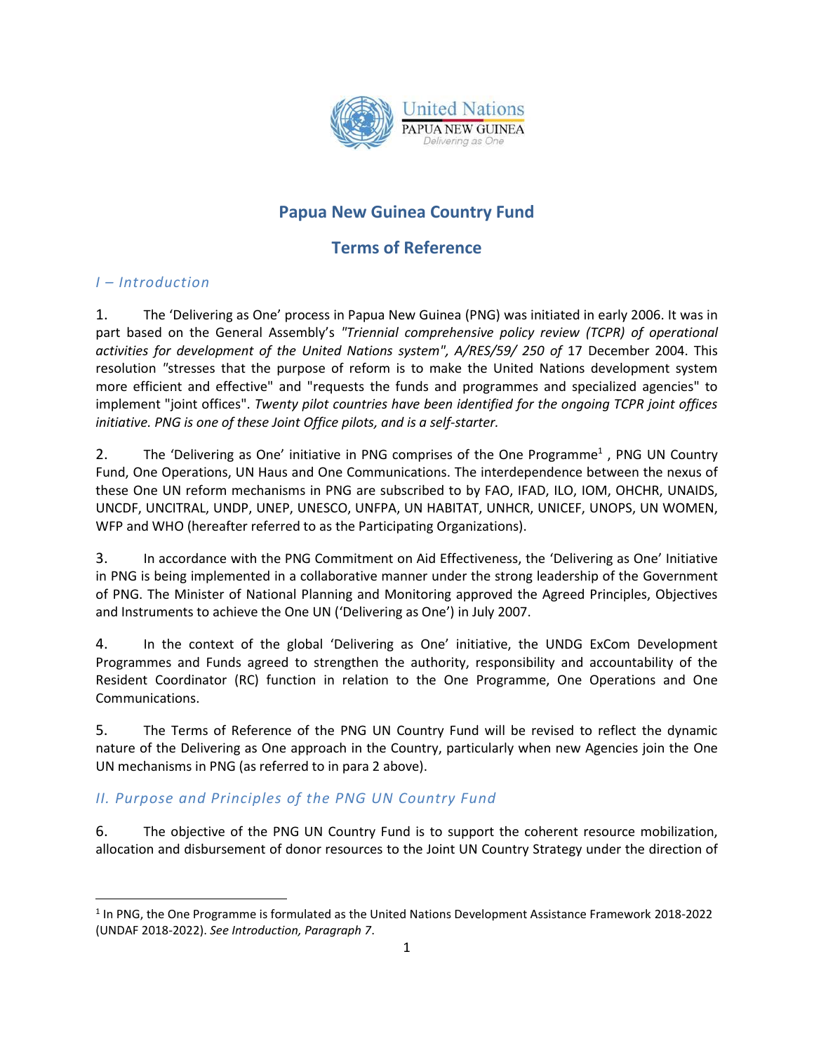# Papua New Guinea Country Fund

# Terms of Reference

## *I – Introduction*

1. The 'Delivering as One' process in Papua New Guinea (PNG) was initiated in early 2006. It was in part based on the General Assembly's *"Triennial comprehensive policy review (TCPR) of operational activities for development of the United Nations system", A/RES/59/ 250 of* 17 December 2004. This resolution "stresses that the purpose of reform is to make the United Nations development system more efficient and effective" and "requests the funds and programmes and specialized agencies" to implement "joint offices". *Twenty pilot countries have been identified for the ongoing TCPR joint offices initiative. PNG is one of these Joint Office pilots, and is a self-starter.*

2. The 'Delivering as One' initiative in PNG comprises of the One Programme[1] , PNG UN Country Fund, One Operations, UN Haus and One Communications. The interdependence between the nexus of these One UN reform mechanisms in PNG are subscribed to by FAO, IFAD, ILO, IOM, OHCHR, UNAIDS, UNCDF, UNCITRAL, UNDP, UNEP, UNESCO, UNFPA, UN HABITAT, UNHCR, UNICEF, UNOPS, UN WOMEN, WFP and WHO (hereafter referred to as the Participating Organizations).

3. In accordance with the PNG Commitment on Aid Effectiveness, the 'Delivering as One' Initiative in PNG is being implemented in a collaborative manner under the strong leadership of the Government of PNG. The Minister of National Planning and Monitoring approved the Agreed Principles, Objectives and Instruments to achieve the One UN ('Delivering as One') in July 2007.

4. In the context of the global 'Delivering as One' initiative, the UNDG ExCom Development Programmes and Funds agreed to strengthen the authority, responsibility and accountability of the Resident Coordinator (RC) function in relation to the One Programme, One Operations and One Communications.

5. The Terms of Reference of the PNG UN Country Fund will be revised to reflect the dynamic nature of the Delivering as One approach in the Country, particularly when new Agencies join the One UN mechanisms in PNG (as referred to in para 2 above).

## *II. Purpose and Principles of the PNG UN Country Fund*

6. The objective of the PNG UN Country Fund is to support the coherent resource mobilization, allocation and disbursement of donor resources to the Joint UN Country Strategy under the direction of

---

[1] In PNG, the One Programme is formulated as the United Nations Development Assistance Framework 2018-2022 (UNDAF 2018-2022). *See Introduction, Paragraph 7.*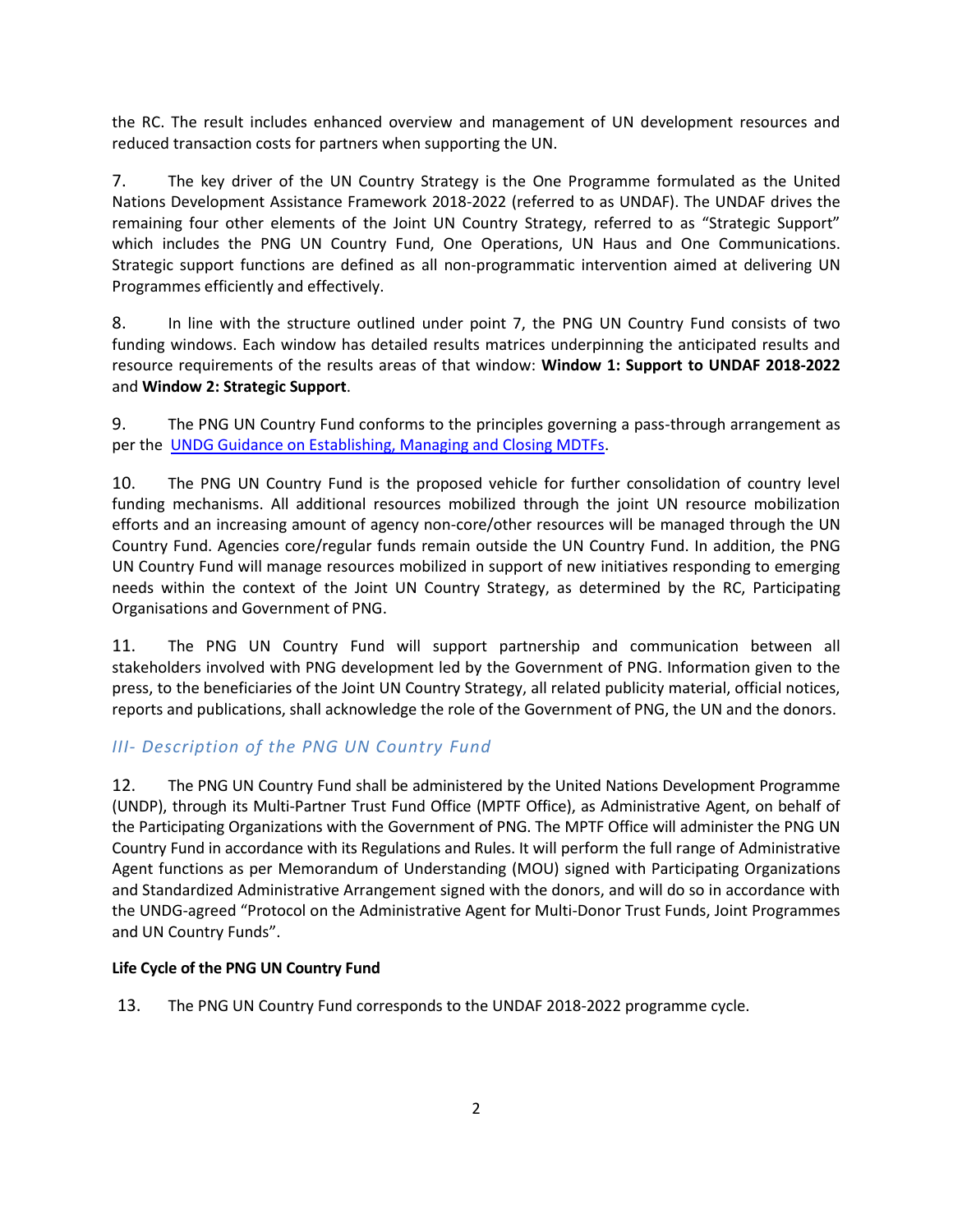the RC. The result includes enhanced overview and management of UN development resources and reduced transaction costs for partners when supporting the UN.

7. The key driver of the UN Country Strategy is the One Programme formulated as the United Nations Development Assistance Framework 2018-2022 (referred to as UNDAF). The UNDAF drives the remaining four other elements of the Joint UN Country Strategy, referred to as "Strategic Support" which includes the PNG UN Country Fund, One Operations, UN Haus and One Communications. Strategic support functions are defined as all non-programmatic intervention aimed at delivering UN Programmes efficiently and effectively.

8. In line with the structure outlined under point 7, the PNG UN Country Fund consists of two funding windows. Each window has detailed results matrices underpinning the anticipated results and resource requirements of the results areas of that window: **Window 1: Support to UNDAF 2018-2022** and **Window 2: Strategic Support**.

9. The PNG UN Country Fund conforms to the principles governing a pass-through arrangement as per the [UNDG Guidance on Establishing, Managing and Closing MDTFs](UNDG Guidance on Establishing, Managing and Closing MDTFs).

10. The PNG UN Country Fund is the proposed vehicle for further consolidation of country level funding mechanisms. All additional resources mobilized through the joint UN resource mobilization efforts and an increasing amount of agency non-core/other resources will be managed through the UN Country Fund. Agencies core/regular funds remain outside the UN Country Fund. In addition, the PNG UN Country Fund will manage resources mobilized in support of new initiatives responding to emerging needs within the context of the Joint UN Country Strategy, as determined by the RC, Participating Organisations and Government of PNG.

11. The PNG UN Country Fund will support partnership and communication between all stakeholders involved with PNG development led by the Government of PNG. Information given to the press, to the beneficiaries of the Joint UN Country Strategy, all related publicity material, official notices, reports and publications, shall acknowledge the role of the Government of PNG, the UN and the donors.

## *III- Description of the PNG UN Country Fund*

12. The PNG UN Country Fund shall be administered by the United Nations Development Programme (UNDP), through its Multi-Partner Trust Fund Office (MPTF Office), as Administrative Agent, on behalf of the Participating Organizations with the Government of PNG. The MPTF Office will administer the PNG UN Country Fund in accordance with its Regulations and Rules. It will perform the full range of Administrative Agent functions as per Memorandum of Understanding (MOU) signed with Participating Organizations and Standardized Administrative Arrangement signed with the donors, and will do so in accordance with the UNDG-agreed "Protocol on the Administrative Agent for Multi-Donor Trust Funds, Joint Programmes and UN Country Funds".

**Life Cycle of the PNG UN Country Fund**

13. The PNG UN Country Fund corresponds to the UNDAF 2018-2022 programme cycle.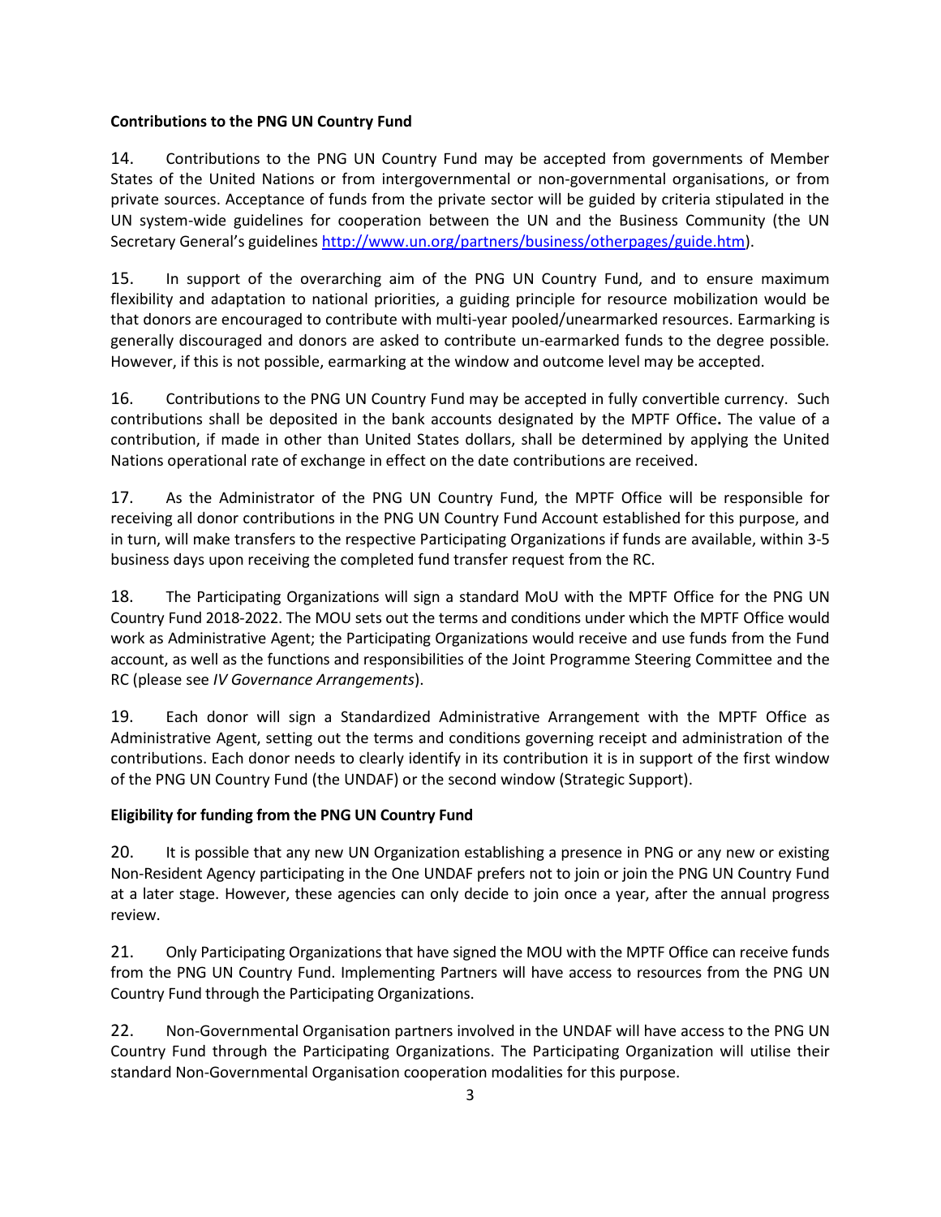**Contributions to the PNG UN Country Fund**

14. Contributions to the PNG UN Country Fund may be accepted from governments of Member States of the United Nations or from intergovernmental or non-governmental organisations, or from private sources. Acceptance of funds from the private sector will be guided by criteria stipulated in the UN system-wide guidelines for cooperation between the UN and the Business Community (the UN Secretary General's guidelines [http://www.un.org/partners/business/otherpages/guide.htm](http://www.un.org/partners/business/otherpages/guide.htm)).

15. In support of the overarching aim of the PNG UN Country Fund, and to ensure maximum flexibility and adaptation to national priorities, a guiding principle for resource mobilization would be that donors are encouraged to contribute with multi-year pooled/unearmarked resources. Earmarking is generally discouraged and donors are asked to contribute un-earmarked funds to the degree possible. However, if this is not possible, earmarking at the window and outcome level may be accepted.

16. Contributions to the PNG UN Country Fund may be accepted in fully convertible currency. Such contributions shall be deposited in the bank accounts designated by the MPTF Office. The value of a contribution, if made in other than United States dollars, shall be determined by applying the United Nations operational rate of exchange in effect on the date contributions are received.

17. As the Administrator of the PNG UN Country Fund, the MPTF Office will be responsible for receiving all donor contributions in the PNG UN Country Fund Account established for this purpose, and in turn, will make transfers to the respective Participating Organizations if funds are available, within 3-5 business days upon receiving the completed fund transfer request from the RC.

18. The Participating Organizations will sign a standard MoU with the MPTF Office for the PNG UN Country Fund 2018-2022. The MOU sets out the terms and conditions under which the MPTF Office would work as Administrative Agent; the Participating Organizations would receive and use funds from the Fund account, as well as the functions and responsibilities of the Joint Programme Steering Committee and the RC (please see *IV Governance Arrangements*).

19. Each donor will sign a Standardized Administrative Arrangement with the MPTF Office as Administrative Agent, setting out the terms and conditions governing receipt and administration of the contributions. Each donor needs to clearly identify in its contribution it is in support of the first window of the PNG UN Country Fund (the UNDAF) or the second window (Strategic Support).

**Eligibility for funding from the PNG UN Country Fund**

20. It is possible that any new UN Organization establishing a presence in PNG or any new or existing Non-Resident Agency participating in the One UNDAF prefers not to join or join the PNG UN Country Fund at a later stage. However, these agencies can only decide to join once a year, after the annual progress review.

21. Only Participating Organizations that have signed the MOU with the MPTF Office can receive funds from the PNG UN Country Fund. Implementing Partners will have access to resources from the PNG UN Country Fund through the Participating Organizations.

22. Non-Governmental Organisation partners involved in the UNDAF will have access to the PNG UN Country Fund through the Participating Organizations. The Participating Organization will utilise their standard Non-Governmental Organisation cooperation modalities for this purpose.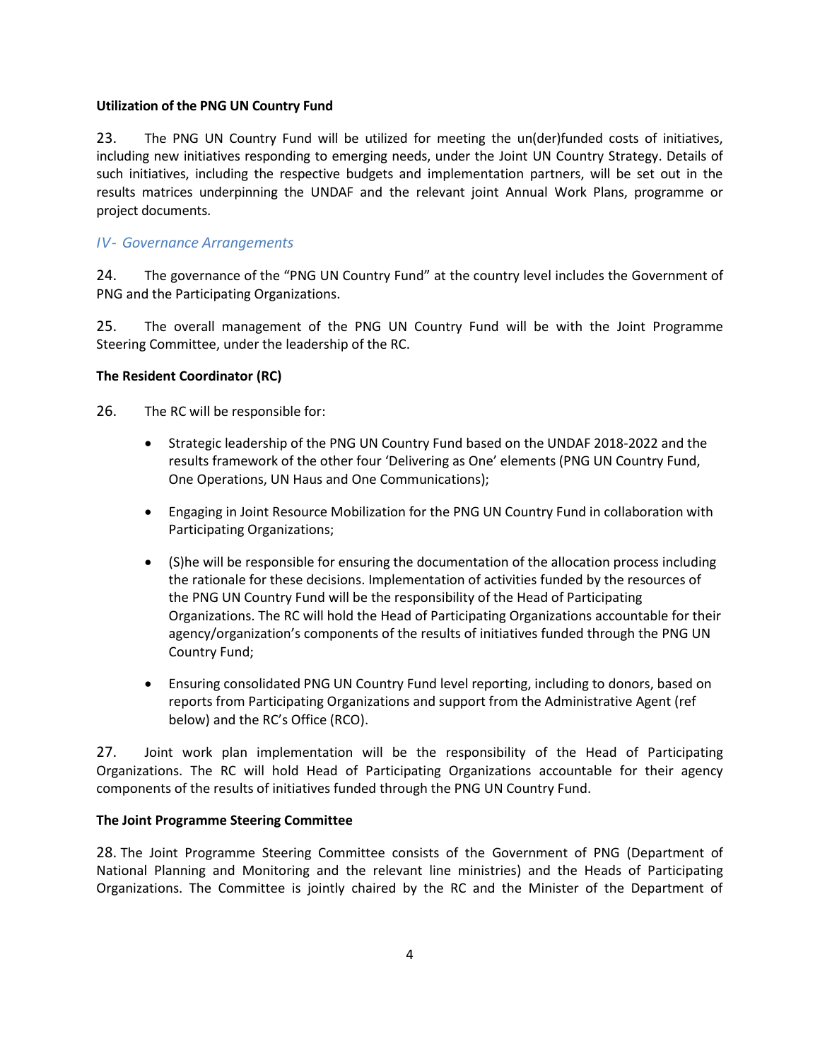**Utilization of the PNG UN Country Fund**

23. The PNG UN Country Fund will be utilized for meeting the un(der)funded costs of initiatives, including new initiatives responding to emerging needs, under the Joint UN Country Strategy. Details of such initiatives, including the respective budgets and implementation partners, will be set out in the results matrices underpinning the UNDAF and the relevant joint Annual Work Plans, programme or project documents.

## *IV- Governance Arrangements*

24. The governance of the "PNG UN Country Fund" at the country level includes the Government of PNG and the Participating Organizations.

25. The overall management of the PNG UN Country Fund will be with the Joint Programme Steering Committee, under the leadership of the RC.

**The Resident Coordinator (RC)**

26. The RC will be responsible for:

- Strategic leadership of the PNG UN Country Fund based on the UNDAF 2018-2022 and the results framework of the other four 'Delivering as One' elements (PNG UN Country Fund, One Operations, UN Haus and One Communications);

- Engaging in Joint Resource Mobilization for the PNG UN Country Fund in collaboration with Participating Organizations;

- (S)he will be responsible for ensuring the documentation of the allocation process including the rationale for these decisions. Implementation of activities funded by the resources of the PNG UN Country Fund will be the responsibility of the Head of Participating Organizations. The RC will hold the Head of Participating Organizations accountable for their agency/organization's components of the results of initiatives funded through the PNG UN Country Fund;

- Ensuring consolidated PNG UN Country Fund level reporting, including to donors, based on reports from Participating Organizations and support from the Administrative Agent (ref below) and the RC's Office (RCO).

27. Joint work plan implementation will be the responsibility of the Head of Participating Organizations. The RC will hold Head of Participating Organizations accountable for their agency components of the results of initiatives funded through the PNG UN Country Fund.

**The Joint Programme Steering Committee**

28. The Joint Programme Steering Committee consists of the Government of PNG (Department of National Planning and Monitoring and the relevant line ministries) and the Heads of Participating Organizations. The Committee is jointly chaired by the RC and the Minister of the Department of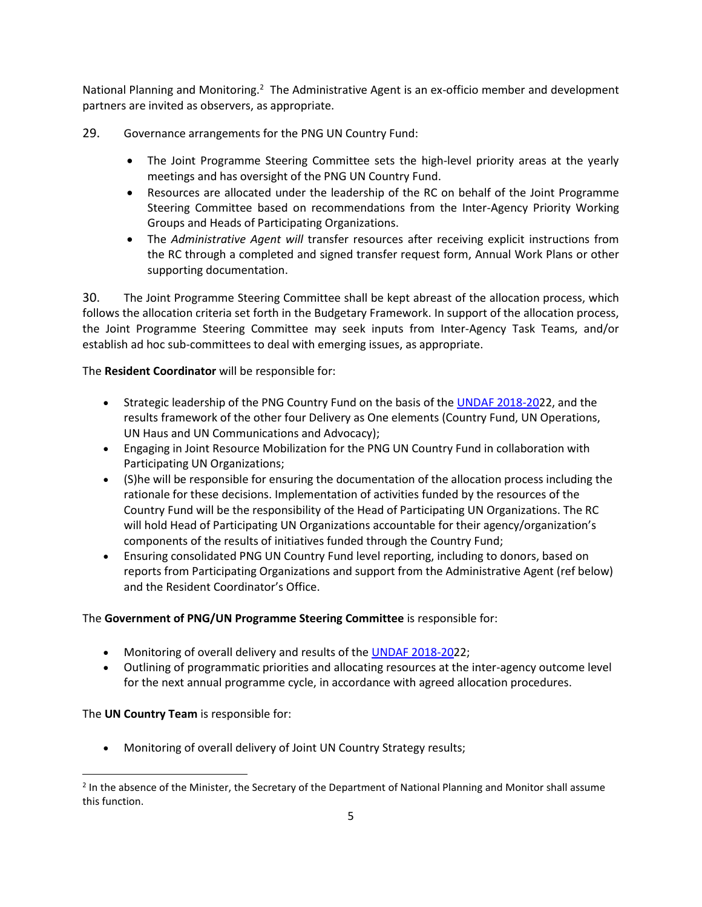National Planning and Monitoring.[2] The Administrative Agent is an ex-officio member and development partners are invited as observers, as appropriate.

29. Governance arrangements for the PNG UN Country Fund:

- The Joint Programme Steering Committee sets the high-level priority areas at the yearly meetings and has oversight of the PNG UN Country Fund.
- Resources are allocated under the leadership of the RC on behalf of the Joint Programme Steering Committee based on recommendations from the Inter-Agency Priority Working Groups and Heads of Participating Organizations.
- The *Administrative Agent will* transfer resources after receiving explicit instructions from the RC through a completed and signed transfer request form, Annual Work Plans or other supporting documentation.

30. The Joint Programme Steering Committee shall be kept abreast of the allocation process, which follows the allocation criteria set forth in the Budgetary Framework. In support of the allocation process, the Joint Programme Steering Committee may seek inputs from Inter-Agency Task Teams, and/or establish ad hoc sub-committees to deal with emerging issues, as appropriate.

The **Resident Coordinator** will be responsible for:

- Strategic leadership of the PNG Country Fund on the basis of the UNDAF 2018-2022, and the results framework of the other four Delivery as One elements (Country Fund, UN Operations, UN Haus and UN Communications and Advocacy);
- Engaging in Joint Resource Mobilization for the PNG UN Country Fund in collaboration with Participating UN Organizations;
- (S)he will be responsible for ensuring the documentation of the allocation process including the rationale for these decisions. Implementation of activities funded by the resources of the Country Fund will be the responsibility of the Head of Participating UN Organizations. The RC will hold Head of Participating UN Organizations accountable for their agency/organization's components of the results of initiatives funded through the Country Fund;
- Ensuring consolidated PNG UN Country Fund level reporting, including to donors, based on reports from Participating Organizations and support from the Administrative Agent (ref below) and the Resident Coordinator's Office.

The **Government of PNG/UN Programme Steering Committee** is responsible for:

- Monitoring of overall delivery and results of the UNDAF 2018-2022;
- Outlining of programmatic priorities and allocating resources at the inter-agency outcome level for the next annual programme cycle, in accordance with agreed allocation procedures.

The **UN Country Team** is responsible for:

- Monitoring of overall delivery of Joint UN Country Strategy results;

[2] In the absence of the Minister, the Secretary of the Department of National Planning and Monitor shall assume this function.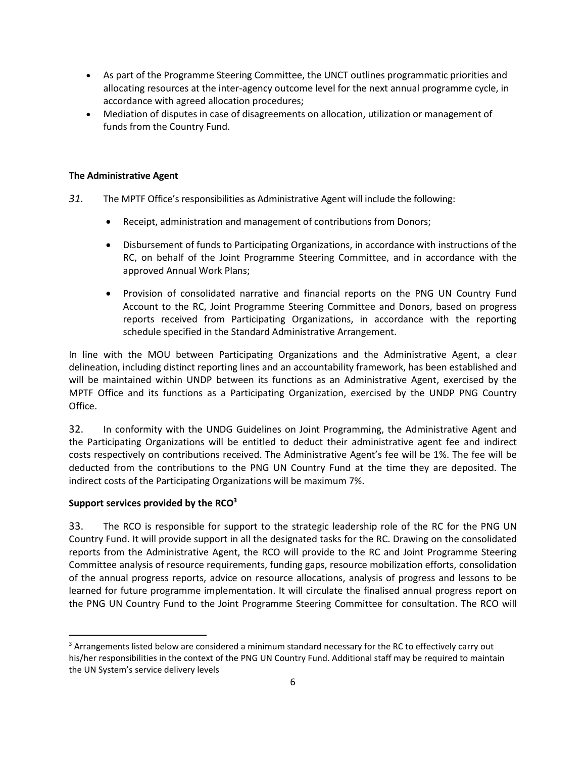- As part of the Programme Steering Committee, the UNCT outlines programmatic priorities and allocating resources at the inter-agency outcome level for the next annual programme cycle, in accordance with agreed allocation procedures;
- Mediation of disputes in case of disagreements on allocation, utilization or management of funds from the Country Fund.

**The Administrative Agent**

*31.* The MPTF Office's responsibilities as Administrative Agent will include the following:

- Receipt, administration and management of contributions from Donors;
- Disbursement of funds to Participating Organizations, in accordance with instructions of the RC, on behalf of the Joint Programme Steering Committee, and in accordance with the approved Annual Work Plans;
- Provision of consolidated narrative and financial reports on the PNG UN Country Fund Account to the RC, Joint Programme Steering Committee and Donors, based on progress reports received from Participating Organizations, in accordance with the reporting schedule specified in the Standard Administrative Arrangement.

In line with the MOU between Participating Organizations and the Administrative Agent, a clear delineation, including distinct reporting lines and an accountability framework, has been established and will be maintained within UNDP between its functions as an Administrative Agent, exercised by the MPTF Office and its functions as a Participating Organization, exercised by the UNDP PNG Country Office.

32. In conformity with the UNDG Guidelines on Joint Programming, the Administrative Agent and the Participating Organizations will be entitled to deduct their administrative agent fee and indirect costs respectively on contributions received. The Administrative Agent's fee will be 1%. The fee will be deducted from the contributions to the PNG UN Country Fund at the time they are deposited. The indirect costs of the Participating Organizations will be maximum 7%.

**Support services provided by the RCO[3]**

33. The RCO is responsible for support to the strategic leadership role of the RC for the PNG UN Country Fund. It will provide support in all the designated tasks for the RC. Drawing on the consolidated reports from the Administrative Agent, the RCO will provide to the RC and Joint Programme Steering Committee analysis of resource requirements, funding gaps, resource mobilization efforts, consolidation of the annual progress reports, advice on resource allocations, analysis of progress and lessons to be learned for future programme implementation. It will circulate the finalised annual progress report on the PNG UN Country Fund to the Joint Programme Steering Committee for consultation. The RCO will

[3] Arrangements listed below are considered a minimum standard necessary for the RC to effectively carry out his/her responsibilities in the context of the PNG UN Country Fund. Additional staff may be required to maintain the UN System's service delivery levels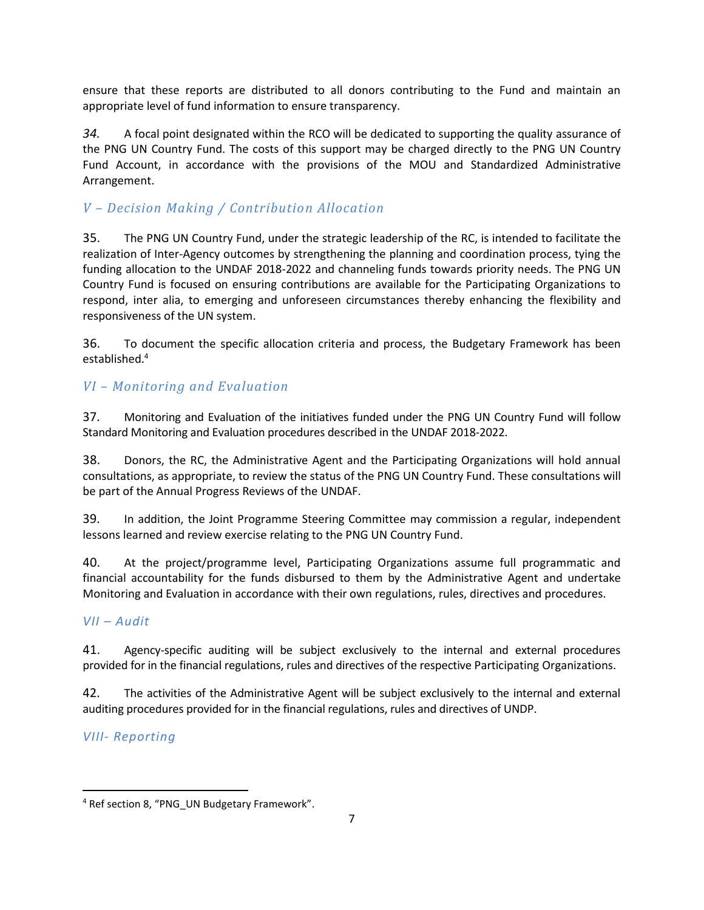ensure that these reports are distributed to all donors contributing to the Fund and maintain an appropriate level of fund information to ensure transparency.

*34.* A focal point designated within the RCO will be dedicated to supporting the quality assurance of the PNG UN Country Fund. The costs of this support may be charged directly to the PNG UN Country Fund Account, in accordance with the provisions of the MOU and Standardized Administrative Arrangement.

## *V – Decision Making / Contribution Allocation*

35. The PNG UN Country Fund, under the strategic leadership of the RC, is intended to facilitate the realization of Inter-Agency outcomes by strengthening the planning and coordination process, tying the funding allocation to the UNDAF 2018-2022 and channeling funds towards priority needs. The PNG UN Country Fund is focused on ensuring contributions are available for the Participating Organizations to respond, inter alia, to emerging and unforeseen circumstances thereby enhancing the flexibility and responsiveness of the UN system.

36. To document the specific allocation criteria and process, the Budgetary Framework has been established.[4]

## *VI – Monitoring and Evaluation*

37. Monitoring and Evaluation of the initiatives funded under the PNG UN Country Fund will follow Standard Monitoring and Evaluation procedures described in the UNDAF 2018-2022.

38. Donors, the RC, the Administrative Agent and the Participating Organizations will hold annual consultations, as appropriate, to review the status of the PNG UN Country Fund. These consultations will be part of the Annual Progress Reviews of the UNDAF.

39. In addition, the Joint Programme Steering Committee may commission a regular, independent lessons learned and review exercise relating to the PNG UN Country Fund.

40. At the project/programme level, Participating Organizations assume full programmatic and financial accountability for the funds disbursed to them by the Administrative Agent and undertake Monitoring and Evaluation in accordance with their own regulations, rules, directives and procedures.

## *VII – Audit*

41. Agency-specific auditing will be subject exclusively to the internal and external procedures provided for in the financial regulations, rules and directives of the respective Participating Organizations.

42. The activities of the Administrative Agent will be subject exclusively to the internal and external auditing procedures provided for in the financial regulations, rules and directives of UNDP.

## *VIII- Reporting*

---

[4] Ref section 8, "PNG_UN Budgetary Framework".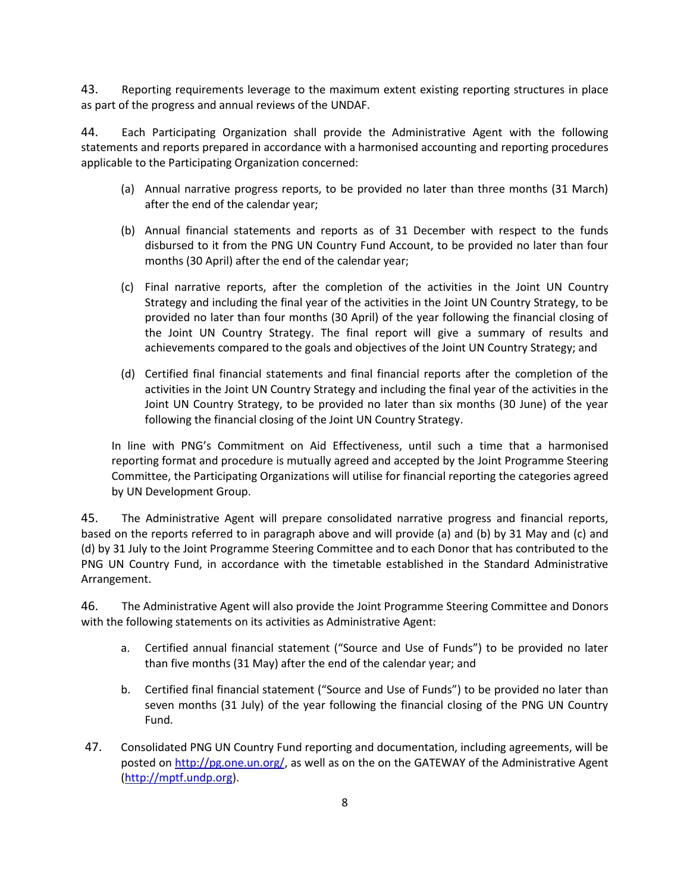43. Reporting requirements leverage to the maximum extent existing reporting structures in place as part of the progress and annual reviews of the UNDAF.

44. Each Participating Organization shall provide the Administrative Agent with the following statements and reports prepared in accordance with a harmonised accounting and reporting procedures applicable to the Participating Organization concerned:

(a) Annual narrative progress reports, to be provided no later than three months (31 March) after the end of the calendar year;

(b) Annual financial statements and reports as of 31 December with respect to the funds disbursed to it from the PNG UN Country Fund Account, to be provided no later than four months (30 April) after the end of the calendar year;

(c) Final narrative reports, after the completion of the activities in the Joint UN Country Strategy and including the final year of the activities in the Joint UN Country Strategy, to be provided no later than four months (30 April) of the year following the financial closing of the Joint UN Country Strategy. The final report will give a summary of results and achievements compared to the goals and objectives of the Joint UN Country Strategy; and

(d) Certified final financial statements and final financial reports after the completion of the activities in the Joint UN Country Strategy and including the final year of the activities in the Joint UN Country Strategy, to be provided no later than six months (30 June) of the year following the financial closing of the Joint UN Country Strategy.

In line with PNG's Commitment on Aid Effectiveness, until such a time that a harmonised reporting format and procedure is mutually agreed and accepted by the Joint Programme Steering Committee, the Participating Organizations will utilise for financial reporting the categories agreed by UN Development Group.

45. The Administrative Agent will prepare consolidated narrative progress and financial reports, based on the reports referred to in paragraph above and will provide (a) and (b) by 31 May and (c) and (d) by 31 July to the Joint Programme Steering Committee and to each Donor that has contributed to the PNG UN Country Fund, in accordance with the timetable established in the Standard Administrative Arrangement.

46. The Administrative Agent will also provide the Joint Programme Steering Committee and Donors with the following statements on its activities as Administrative Agent:

a. Certified annual financial statement ("Source and Use of Funds") to be provided no later than five months (31 May) after the end of the calendar year; and

b. Certified final financial statement ("Source and Use of Funds") to be provided no later than seven months (31 July) of the year following the financial closing of the PNG UN Country Fund.

47. Consolidated PNG UN Country Fund reporting and documentation, including agreements, will be posted on [http://pg.one.un.org/](http://pg.one.un.org/), as well as on the on the GATEWAY of the Administrative Agent ([http://mptf.undp.org](http://mptf.undp.org)).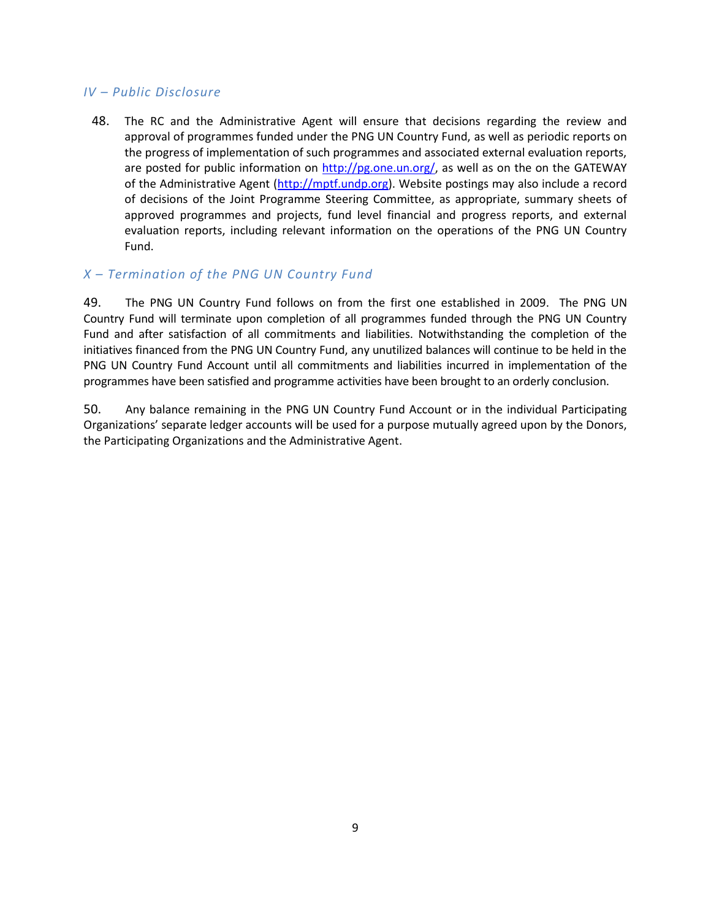### *IV – Public Disclosure*

48. The RC and the Administrative Agent will ensure that decisions regarding the review and approval of programmes funded under the PNG UN Country Fund, as well as periodic reports on the progress of implementation of such programmes and associated external evaluation reports, are posted for public information on http://pg.one.un.org/, as well as on the on the GATEWAY of the Administrative Agent (http://mptf.undp.org). Website postings may also include a record of decisions of the Joint Programme Steering Committee, as appropriate, summary sheets of approved programmes and projects, fund level financial and progress reports, and external evaluation reports, including relevant information on the operations of the PNG UN Country Fund.

### *X – Termination of the PNG UN Country Fund*

49. The PNG UN Country Fund follows on from the first one established in 2009. The PNG UN Country Fund will terminate upon completion of all programmes funded through the PNG UN Country Fund and after satisfaction of all commitments and liabilities. Notwithstanding the completion of the initiatives financed from the PNG UN Country Fund, any unutilized balances will continue to be held in the PNG UN Country Fund Account until all commitments and liabilities incurred in implementation of the programmes have been satisfied and programme activities have been brought to an orderly conclusion.

50. Any balance remaining in the PNG UN Country Fund Account or in the individual Participating Organizations' separate ledger accounts will be used for a purpose mutually agreed upon by the Donors, the Participating Organizations and the Administrative Agent.